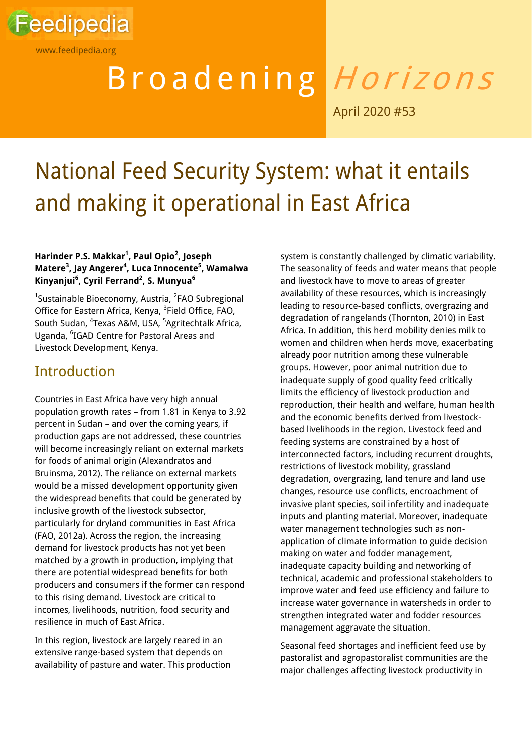Feedipedia

www.feedipedia.org

Broadening *Horizons*

April 2020 #53

# National Feed Security System: what it entails and making it operational in East Africa

**Harinder P.S. Makkar[1], Paul Opio[2], Joseph Matere[3], Jay Angerer[4], Luca Innocente[5], Wamalwa Kinyanjui[6], Cyril Ferrand[2], S. Munyua[6]**

[1]Sustainable Bioeconomy, Austria, [2]FAO Subregional Office for Eastern Africa, Kenya, [3]Field Office, FAO, South Sudan, [4]Texas A&M, USA, [5]Agritechtalk Africa, Uganda, [6]IGAD Centre for Pastoral Areas and Livestock Development, Kenya.

## Introduction

Countries in East Africa have very high annual population growth rates – from 1.81 in Kenya to 3.92 percent in Sudan – and over the coming years, if production gaps are not addressed, these countries will become increasingly reliant on external markets for foods of animal origin (Alexandratos and Bruinsma, 2012). The reliance on external markets would be a missed development opportunity given the widespread benefits that could be generated by inclusive growth of the livestock subsector, particularly for dryland communities in East Africa (FAO, 2012a). Across the region, the increasing demand for livestock products has not yet been matched by a growth in production, implying that there are potential widespread benefits for both producers and consumers if the former can respond to this rising demand. Livestock are critical to incomes, livelihoods, nutrition, food security and resilience in much of East Africa.

In this region, livestock are largely reared in an extensive range-based system that depends on availability of pasture and water. This production system is constantly challenged by climatic variability. The seasonality of feeds and water means that people and livestock have to move to areas of greater availability of these resources, which is increasingly leading to resource-based conflicts, overgrazing and degradation of rangelands (Thornton, 2010) in East Africa. In addition, this herd mobility denies milk to women and children when herds move, exacerbating already poor nutrition among these vulnerable groups. However, poor animal nutrition due to inadequate supply of good quality feed critically limits the efficiency of livestock production and reproduction, their health and welfare, human health and the economic benefits derived from livestock-based livelihoods in the region. Livestock feed and feeding systems are constrained by a host of interconnected factors, including recurrent droughts, restrictions of livestock mobility, grassland degradation, overgrazing, land tenure and land use changes, resource use conflicts, encroachment of invasive plant species, soil infertility and inadequate inputs and planting material. Moreover, inadequate water management technologies such as non-application of climate information to guide decision making on water and fodder management, inadequate capacity building and networking of technical, academic and professional stakeholders to improve water and feed use efficiency and failure to increase water governance in watersheds in order to strengthen integrated water and fodder resources management aggravate the situation.

Seasonal feed shortages and inefficient feed use by pastoralist and agropastoralist communities are the major challenges affecting livestock productivity in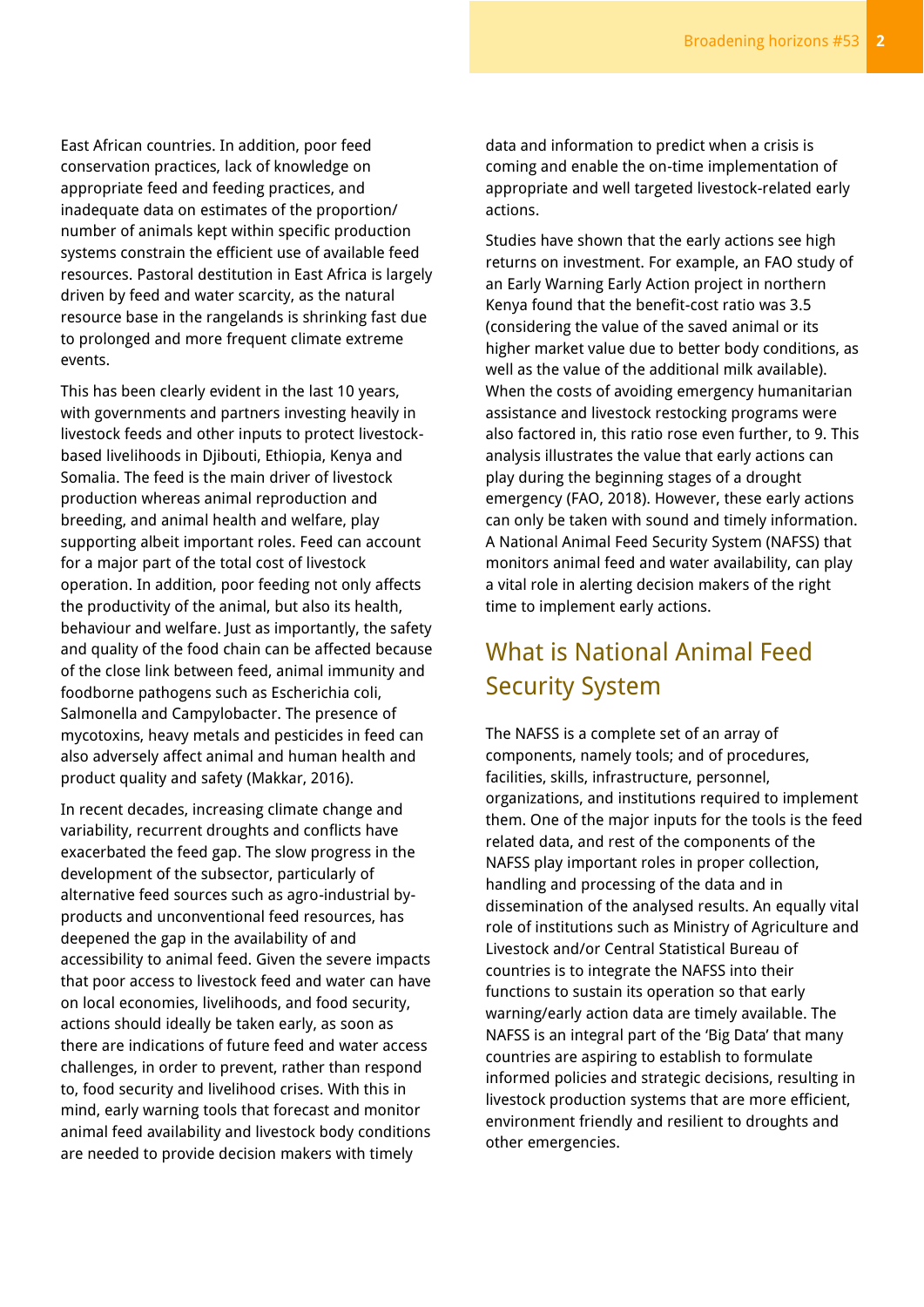East African countries. In addition, poor feed conservation practices, lack of knowledge on appropriate feed and feeding practices, and inadequate data on estimates of the proportion/ number of animals kept within specific production systems constrain the efficient use of available feed resources. Pastoral destitution in East Africa is largely driven by feed and water scarcity, as the natural resource base in the rangelands is shrinking fast due to prolonged and more frequent climate extreme events.

This has been clearly evident in the last 10 years, with governments and partners investing heavily in livestock feeds and other inputs to protect livestock-based livelihoods in Djibouti, Ethiopia, Kenya and Somalia. The feed is the main driver of livestock production whereas animal reproduction and breeding, and animal health and welfare, play supporting albeit important roles. Feed can account for a major part of the total cost of livestock operation. In addition, poor feeding not only affects the productivity of the animal, but also its health, behaviour and welfare. Just as importantly, the safety and quality of the food chain can be affected because of the close link between feed, animal immunity and foodborne pathogens such as Escherichia coli, Salmonella and Campylobacter. The presence of mycotoxins, heavy metals and pesticides in feed can also adversely affect animal and human health and product quality and safety (Makkar, 2016).

In recent decades, increasing climate change and variability, recurrent droughts and conflicts have exacerbated the feed gap. The slow progress in the development of the subsector, particularly of alternative feed sources such as agro-industrial by-products and unconventional feed resources, has deepened the gap in the availability of and accessibility to animal feed. Given the severe impacts that poor access to livestock feed and water can have on local economies, livelihoods, and food security, actions should ideally be taken early, as soon as there are indications of future feed and water access challenges, in order to prevent, rather than respond to, food security and livelihood crises. With this in mind, early warning tools that forecast and monitor animal feed availability and livestock body conditions are needed to provide decision makers with timely data and information to predict when a crisis is coming and enable the on-time implementation of appropriate and well targeted livestock-related early actions.

Studies have shown that the early actions see high returns on investment. For example, an FAO study of an Early Warning Early Action project in northern Kenya found that the benefit-cost ratio was 3.5 (considering the value of the saved animal or its higher market value due to better body conditions, as well as the value of the additional milk available). When the costs of avoiding emergency humanitarian assistance and livestock restocking programs were also factored in, this ratio rose even further, to 9. This analysis illustrates the value that early actions can play during the beginning stages of a drought emergency (FAO, 2018). However, these early actions can only be taken with sound and timely information. A National Animal Feed Security System (NAFSS) that monitors animal feed and water availability, can play a vital role in alerting decision makers of the right time to implement early actions.

## What is National Animal Feed Security System

The NAFSS is a complete set of an array of components, namely tools; and of procedures, facilities, skills, infrastructure, personnel, organizations, and institutions required to implement them. One of the major inputs for the tools is the feed related data, and rest of the components of the NAFSS play important roles in proper collection, handling and processing of the data and in dissemination of the analysed results. An equally vital role of institutions such as Ministry of Agriculture and Livestock and/or Central Statistical Bureau of countries is to integrate the NAFSS into their functions to sustain its operation so that early warning/early action data are timely available. The NAFSS is an integral part of the 'Big Data' that many countries are aspiring to establish to formulate informed policies and strategic decisions, resulting in livestock production systems that are more efficient, environment friendly and resilient to droughts and other emergencies.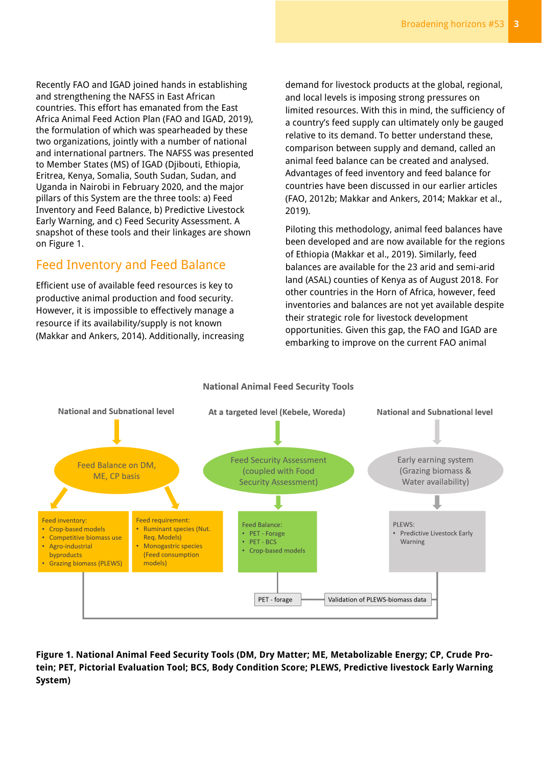Recently FAO and IGAD joined hands in establishing and strengthening the NAFSS in East African countries. This effort has emanated from the East Africa Animal Feed Action Plan (FAO and IGAD, 2019), the formulation of which was spearheaded by these two organizations, jointly with a number of national and international partners. The NAFSS was presented to Member States (MS) of IGAD (Djibouti, Ethiopia, Eritrea, Kenya, Somalia, South Sudan, Sudan, and Uganda in Nairobi in February 2020, and the major pillars of this System are the three tools: a) Feed Inventory and Feed Balance, b) Predictive Livestock Early Warning, and c) Feed Security Assessment. A snapshot of these tools and their linkages are shown on Figure 1.

## Feed Inventory and Feed Balance

Efficient use of available feed resources is key to productive animal production and food security. However, it is impossible to effectively manage a resource if its availability/supply is not known (Makkar and Ankers, 2014). Additionally, increasing demand for livestock products at the global, regional, and local levels is imposing strong pressures on limited resources. With this in mind, the sufficiency of a country's feed supply can ultimately only be gauged relative to its demand. To better understand these, comparison between supply and demand, called an animal feed balance can be created and analysed. Advantages of feed inventory and feed balance for countries have been discussed in our earlier articles (FAO, 2012b; Makkar and Ankers, 2014; Makkar et al., 2019).

Piloting this methodology, animal feed balances have been developed and are now available for the regions of Ethiopia (Makkar et al., 2019). Similarly, feed balances are available for the 23 arid and semi-arid land (ASAL) counties of Kenya as of August 2018. For other countries in the Horn of Africa, however, feed inventories and balances are not yet available despite their strategic role for livestock development opportunities. Given this gap, the FAO and IGAD are embarking to improve on the current FAO animal

National Animal Feed Security Tools

National and Subnational level

At a targeted level (Kebele, Woreda)

National and Subnational level

Feed Balance on DM, ME, CP basis

Feed Security Assessment (coupled with Food Security Assessment)

Early earning system (Grazing biomass & Water availability)

Feed inventory:
- Crop-based models
- Competitive biomass use
- Agro-industrial byproducts
- Grazing biomass (PLEWS)

Feed requirement:
- Ruminant species (Nut. Req. Models)
- Monogastric species (Feed consumption models)

Feed Balance:
- PET - Forage
- PET - BCS
- Crop-based models

PLEWS:
- Predictive Livestock Early Warning

PET - forage

Validation of PLEWS-biomass data

**Figure 1. National Animal Feed Security Tools (DM, Dry Matter; ME, Metabolizable Energy; CP, Crude Protein; PET, Pictorial Evaluation Tool; BCS, Body Condition Score; PLEWS, Predictive livestock Early Warning System)**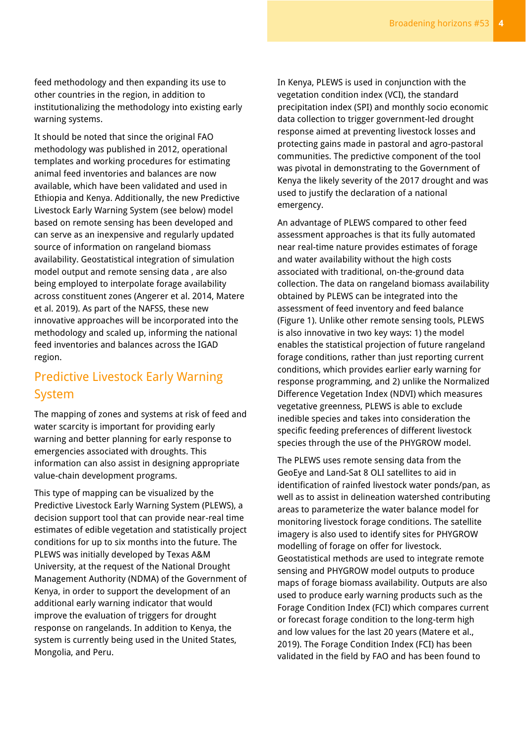feed methodology and then expanding its use to other countries in the region, in addition to institutionalizing the methodology into existing early warning systems.

It should be noted that since the original FAO methodology was published in 2012, operational templates and working procedures for estimating animal feed inventories and balances are now available, which have been validated and used in Ethiopia and Kenya. Additionally, the new Predictive Livestock Early Warning System (see below) model based on remote sensing has been developed and can serve as an inexpensive and regularly updated source of information on rangeland biomass availability. Geostatistical integration of simulation model output and remote sensing data , are also being employed to interpolate forage availability across constituent zones (Angerer et al. 2014, Matere et al. 2019). As part of the NAFSS, these new innovative approaches will be incorporated into the methodology and scaled up, informing the national feed inventories and balances across the IGAD region.

## Predictive Livestock Early Warning System

The mapping of zones and systems at risk of feed and water scarcity is important for providing early warning and better planning for early response to emergencies associated with droughts. This information can also assist in designing appropriate value-chain development programs.

This type of mapping can be visualized by the Predictive Livestock Early Warning System (PLEWS), a decision support tool that can provide near-real time estimates of edible vegetation and statistically project conditions for up to six months into the future. The PLEWS was initially developed by Texas A&M University, at the request of the National Drought Management Authority (NDMA) of the Government of Kenya, in order to support the development of an additional early warning indicator that would improve the evaluation of triggers for drought response on rangelands. In addition to Kenya, the system is currently being used in the United States, Mongolia, and Peru.

In Kenya, PLEWS is used in conjunction with the vegetation condition index (VCI), the standard precipitation index (SPI) and monthly socio economic data collection to trigger government-led drought response aimed at preventing livestock losses and protecting gains made in pastoral and agro-pastoral communities. The predictive component of the tool was pivotal in demonstrating to the Government of Kenya the likely severity of the 2017 drought and was used to justify the declaration of a national emergency.

An advantage of PLEWS compared to other feed assessment approaches is that its fully automated near real-time nature provides estimates of forage and water availability without the high costs associated with traditional, on-the-ground data collection. The data on rangeland biomass availability obtained by PLEWS can be integrated into the assessment of feed inventory and feed balance (Figure 1). Unlike other remote sensing tools, PLEWS is also innovative in two key ways: 1) the model enables the statistical projection of future rangeland forage conditions, rather than just reporting current conditions, which provides earlier early warning for response programming, and 2) unlike the Normalized Difference Vegetation Index (NDVI) which measures vegetative greenness, PLEWS is able to exclude inedible species and takes into consideration the specific feeding preferences of different livestock species through the use of the PHYGROW model.

The PLEWS uses remote sensing data from the GeoEye and Land-Sat 8 OLI satellites to aid in identification of rainfed livestock water ponds/pan, as well as to assist in delineation watershed contributing areas to parameterize the water balance model for monitoring livestock forage conditions. The satellite imagery is also used to identify sites for PHYGROW modelling of forage on offer for livestock. Geostatistical methods are used to integrate remote sensing and PHYGROW model outputs to produce maps of forage biomass availability. Outputs are also used to produce early warning products such as the Forage Condition Index (FCI) which compares current or forecast forage condition to the long-term high and low values for the last 20 years (Matere et al., 2019). The Forage Condition Index (FCI) has been validated in the field by FAO and has been found to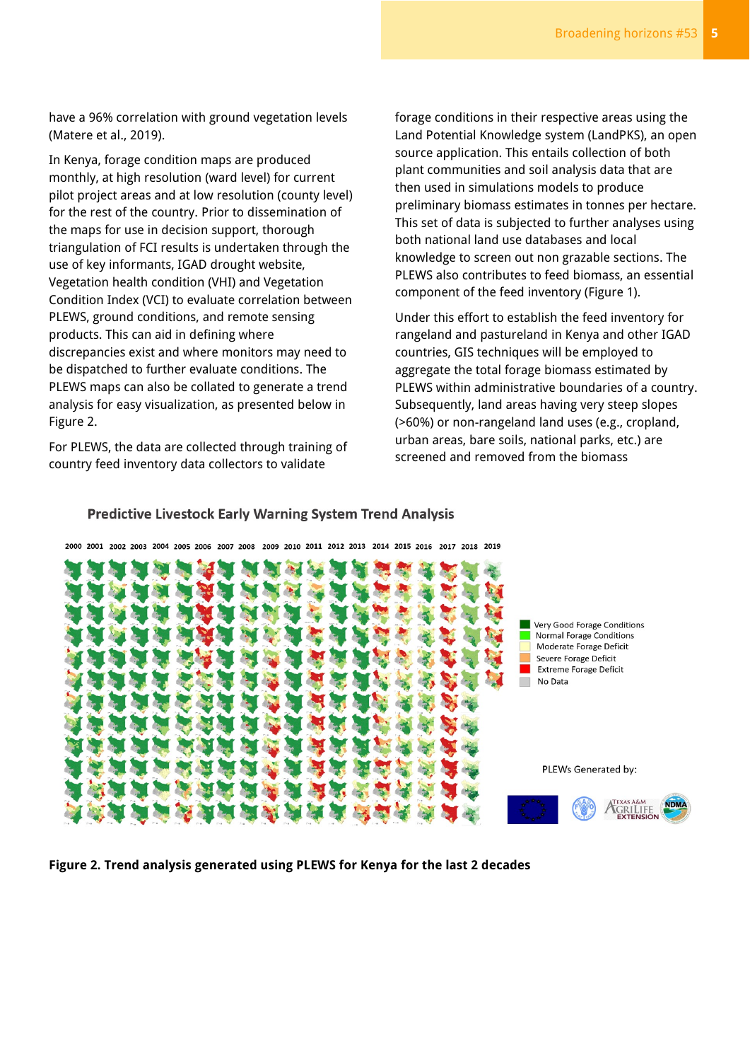have a 96% correlation with ground vegetation levels (Matere et al., 2019).

In Kenya, forage condition maps are produced monthly, at high resolution (ward level) for current pilot project areas and at low resolution (county level) for the rest of the country. Prior to dissemination of the maps for use in decision support, thorough triangulation of FCI results is undertaken through the use of key informants, IGAD drought website, Vegetation health condition (VHI) and Vegetation Condition Index (VCI) to evaluate correlation between PLEWS, ground conditions, and remote sensing products. This can aid in defining where discrepancies exist and where monitors may need to be dispatched to further evaluate conditions. The PLEWS maps can also be collated to generate a trend analysis for easy visualization, as presented below in Figure 2.

For PLEWS, the data are collected through training of country feed inventory data collectors to validate forage conditions in their respective areas using the Land Potential Knowledge system (LandPKS), an open source application. This entails collection of both plant communities and soil analysis data that are then used in simulations models to produce preliminary biomass estimates in tonnes per hectare. This set of data is subjected to further analyses using both national land use databases and local knowledge to screen out non grazable sections. The PLEWS also contributes to feed biomass, an essential component of the feed inventory (Figure 1).

Under this effort to establish the feed inventory for rangeland and pastureland in Kenya and other IGAD countries, GIS techniques will be employed to aggregate the total forage biomass estimated by PLEWS within administrative boundaries of a country. Subsequently, land areas having very steep slopes (>60%) or non-rangeland land uses (e.g., cropland, urban areas, bare soils, national parks, etc.) are screened and removed from the biomass

Predictive Livestock Early Warning System Trend Analysis

2000 2001 2002 2003 2004 2005 2006 2007 2008 2009 2010 2011 2012 2013 2014 2015 2016 2017 2018 2019

Very Good Forage Conditions
Normal Forage Conditions
Moderate Forage Deficit
Severe Forage Deficit
Extreme Forage Deficit
No Data

PLEWs Generated by:

TEXAS A&M AGRILIFE EXTENSION
NDMA

**Figure 2. Trend analysis generated using PLEWS for Kenya for the last 2 decades**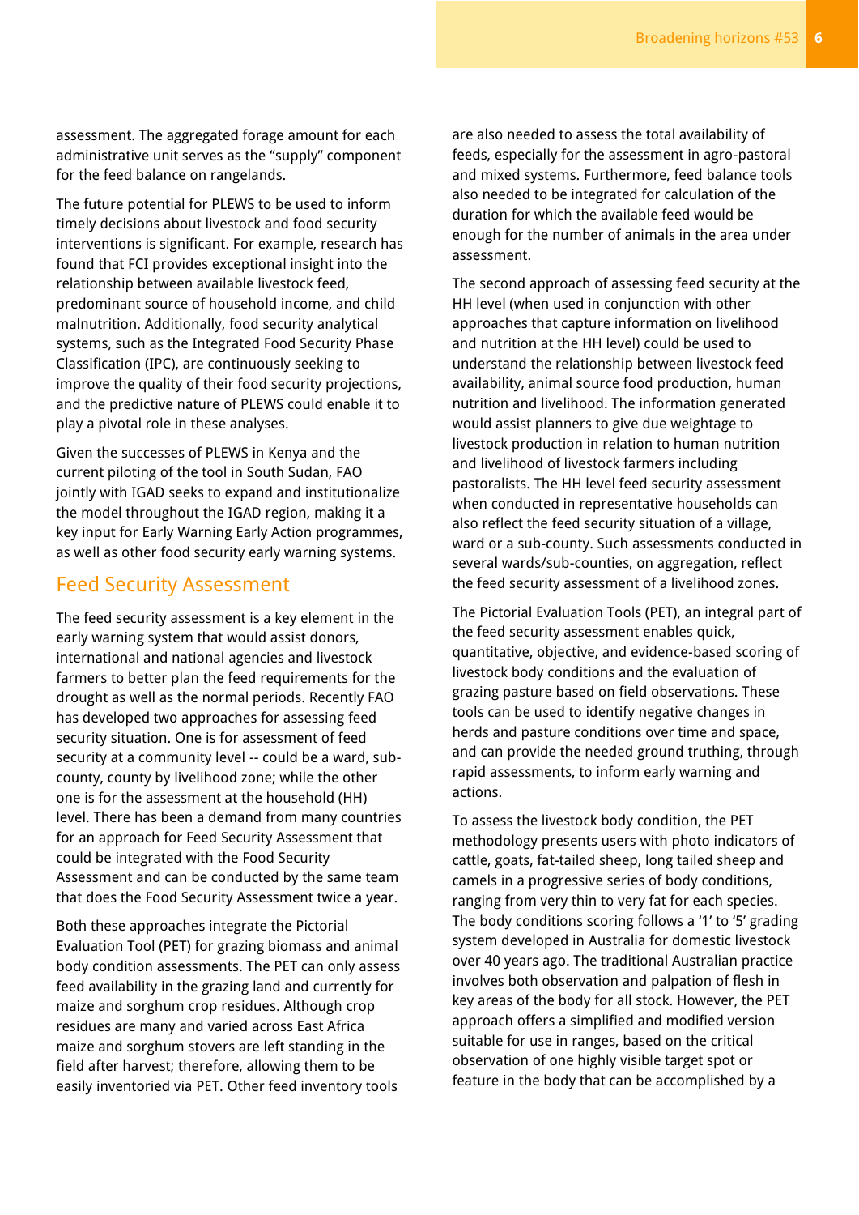assessment. The aggregated forage amount for each administrative unit serves as the "supply" component for the feed balance on rangelands.

The future potential for PLEWS to be used to inform timely decisions about livestock and food security interventions is significant. For example, research has found that FCI provides exceptional insight into the relationship between available livestock feed, predominant source of household income, and child malnutrition. Additionally, food security analytical systems, such as the Integrated Food Security Phase Classification (IPC), are continuously seeking to improve the quality of their food security projections, and the predictive nature of PLEWS could enable it to play a pivotal role in these analyses.

Given the successes of PLEWS in Kenya and the current piloting of the tool in South Sudan, FAO jointly with IGAD seeks to expand and institutionalize the model throughout the IGAD region, making it a key input for Early Warning Early Action programmes, as well as other food security early warning systems.

## Feed Security Assessment

The feed security assessment is a key element in the early warning system that would assist donors, international and national agencies and livestock farmers to better plan the feed requirements for the drought as well as the normal periods. Recently FAO has developed two approaches for assessing feed security situation. One is for assessment of feed security at a community level -- could be a ward, sub-county, county by livelihood zone; while the other one is for the assessment at the household (HH) level. There has been a demand from many countries for an approach for Feed Security Assessment that could be integrated with the Food Security Assessment and can be conducted by the same team that does the Food Security Assessment twice a year.

Both these approaches integrate the Pictorial Evaluation Tool (PET) for grazing biomass and animal body condition assessments. The PET can only assess feed availability in the grazing land and currently for maize and sorghum crop residues. Although crop residues are many and varied across East Africa maize and sorghum stovers are left standing in the field after harvest; therefore, allowing them to be easily inventoried via PET. Other feed inventory tools are also needed to assess the total availability of feeds, especially for the assessment in agro-pastoral and mixed systems. Furthermore, feed balance tools also needed to be integrated for calculation of the duration for which the available feed would be enough for the number of animals in the area under assessment.

The second approach of assessing feed security at the HH level (when used in conjunction with other approaches that capture information on livelihood and nutrition at the HH level) could be used to understand the relationship between livestock feed availability, animal source food production, human nutrition and livelihood. The information generated would assist planners to give due weightage to livestock production in relation to human nutrition and livelihood of livestock farmers including pastoralists. The HH level feed security assessment when conducted in representative households can also reflect the feed security situation of a village, ward or a sub-county. Such assessments conducted in several wards/sub-counties, on aggregation, reflect the feed security assessment of a livelihood zones.

The Pictorial Evaluation Tools (PET), an integral part of the feed security assessment enables quick, quantitative, objective, and evidence-based scoring of livestock body conditions and the evaluation of grazing pasture based on field observations. These tools can be used to identify negative changes in herds and pasture conditions over time and space, and can provide the needed ground truthing, through rapid assessments, to inform early warning and actions.

To assess the livestock body condition, the PET methodology presents users with photo indicators of cattle, goats, fat-tailed sheep, long tailed sheep and camels in a progressive series of body conditions, ranging from very thin to very fat for each species. The body conditions scoring follows a '1' to '5' grading system developed in Australia for domestic livestock over 40 years ago. The traditional Australian practice involves both observation and palpation of flesh in key areas of the body for all stock. However, the PET approach offers a simplified and modified version suitable for use in ranges, based on the critical observation of one highly visible target spot or feature in the body that can be accomplished by a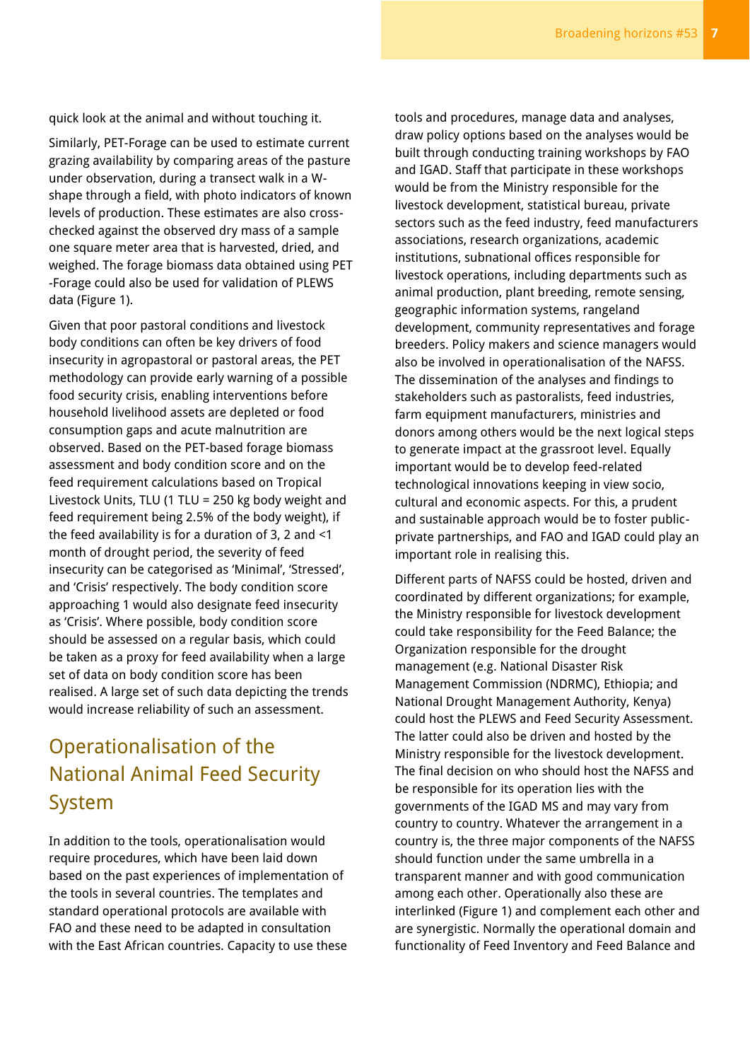quick look at the animal and without touching it.

Similarly, PET-Forage can be used to estimate current grazing availability by comparing areas of the pasture under observation, during a transect walk in a W-shape through a field, with photo indicators of known levels of production. These estimates are also cross-checked against the observed dry mass of a sample one square meter area that is harvested, dried, and weighed. The forage biomass data obtained using PET -Forage could also be used for validation of PLEWS data (Figure 1).

Given that poor pastoral conditions and livestock body conditions can often be key drivers of food insecurity in agropastoral or pastoral areas, the PET methodology can provide early warning of a possible food security crisis, enabling interventions before household livelihood assets are depleted or food consumption gaps and acute malnutrition are observed. Based on the PET-based forage biomass assessment and body condition score and on the feed requirement calculations based on Tropical Livestock Units, TLU (1 TLU = 250 kg body weight and feed requirement being 2.5% of the body weight), if the feed availability is for a duration of 3, 2 and <1 month of drought period, the severity of feed insecurity can be categorised as 'Minimal', 'Stressed', and 'Crisis' respectively. The body condition score approaching 1 would also designate feed insecurity as 'Crisis'. Where possible, body condition score should be assessed on a regular basis, which could be taken as a proxy for feed availability when a large set of data on body condition score has been realised. A large set of such data depicting the trends would increase reliability of such an assessment.

## Operationalisation of the National Animal Feed Security System

In addition to the tools, operationalisation would require procedures, which have been laid down based on the past experiences of implementation of the tools in several countries. The templates and standard operational protocols are available with FAO and these need to be adapted in consultation with the East African countries. Capacity to use these tools and procedures, manage data and analyses, draw policy options based on the analyses would be built through conducting training workshops by FAO and IGAD. Staff that participate in these workshops would be from the Ministry responsible for the livestock development, statistical bureau, private sectors such as the feed industry, feed manufacturers associations, research organizations, academic institutions, subnational offices responsible for livestock operations, including departments such as animal production, plant breeding, remote sensing, geographic information systems, rangeland development, community representatives and forage breeders. Policy makers and science managers would also be involved in operationalisation of the NAFSS. The dissemination of the analyses and findings to stakeholders such as pastoralists, feed industries, farm equipment manufacturers, ministries and donors among others would be the next logical steps to generate impact at the grassroot level. Equally important would be to develop feed-related technological innovations keeping in view socio, cultural and economic aspects. For this, a prudent and sustainable approach would be to foster public-private partnerships, and FAO and IGAD could play an important role in realising this.

Different parts of NAFSS could be hosted, driven and coordinated by different organizations; for example, the Ministry responsible for livestock development could take responsibility for the Feed Balance; the Organization responsible for the drought management (e.g. National Disaster Risk Management Commission (NDRMC), Ethiopia; and National Drought Management Authority, Kenya) could host the PLEWS and Feed Security Assessment. The latter could also be driven and hosted by the Ministry responsible for the livestock development. The final decision on who should host the NAFSS and be responsible for its operation lies with the governments of the IGAD MS and may vary from country to country. Whatever the arrangement in a country is, the three major components of the NAFSS should function under the same umbrella in a transparent manner and with good communication among each other. Operationally also these are interlinked (Figure 1) and complement each other and are synergistic. Normally the operational domain and functionality of Feed Inventory and Feed Balance and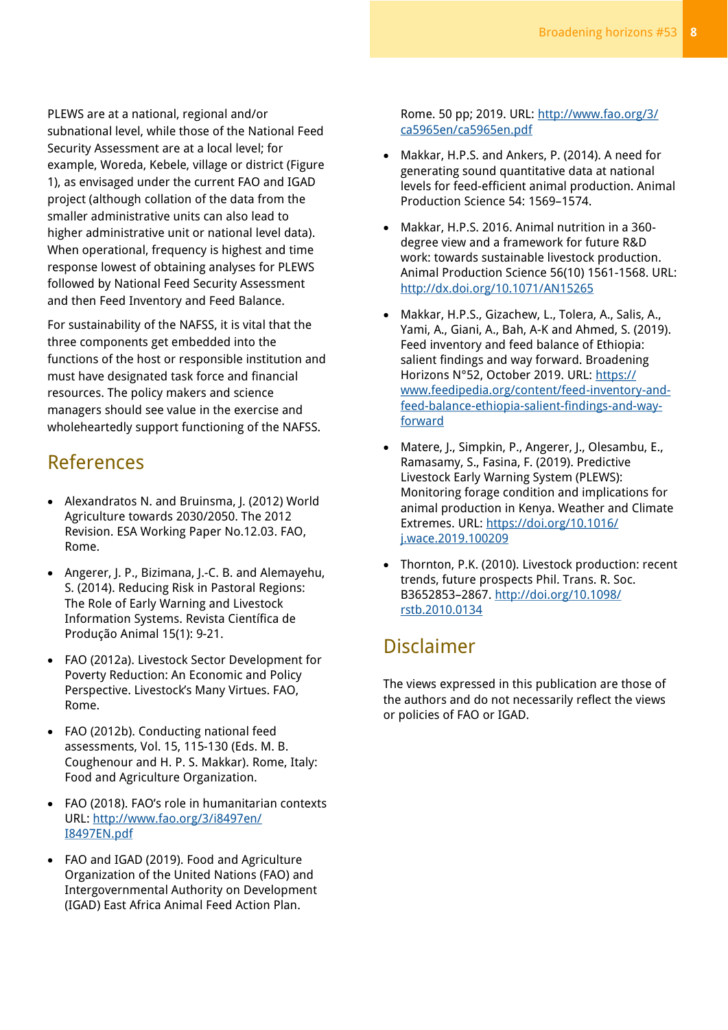PLEWS are at a national, regional and/or subnational level, while those of the National Feed Security Assessment are at a local level; for example, Woreda, Kebele, village or district (Figure 1), as envisaged under the current FAO and IGAD project (although collation of the data from the smaller administrative units can also lead to higher administrative unit or national level data). When operational, frequency is highest and time response lowest of obtaining analyses for PLEWS followed by National Feed Security Assessment and then Feed Inventory and Feed Balance.

For sustainability of the NAFSS, it is vital that the three components get embedded into the functions of the host or responsible institution and must have designated task force and financial resources. The policy makers and science managers should see value in the exercise and wholeheartedly support functioning of the NAFSS.

## References

- Alexandratos N. and Bruinsma, J. (2012) World Agriculture towards 2030/2050. The 2012 Revision. ESA Working Paper No.12.03. FAO, Rome.
- Angerer, J. P., Bizimana, J.-C. B. and Alemayehu, S. (2014). Reducing Risk in Pastoral Regions: The Role of Early Warning and Livestock Information Systems. Revista Científica de Produção Animal 15(1): 9-21.
- FAO (2012a). Livestock Sector Development for Poverty Reduction: An Economic and Policy Perspective. Livestock's Many Virtues. FAO, Rome.
- FAO (2012b). Conducting national feed assessments, Vol. 15, 115-130 (Eds. M. B. Coughenour and H. P. S. Makkar). Rome, Italy: Food and Agriculture Organization.
- FAO (2018). FAO's role in humanitarian contexts URL: http://www.fao.org/3/i8497en/I8497EN.pdf
- FAO and IGAD (2019). Food and Agriculture Organization of the United Nations (FAO) and Intergovernmental Authority on Development (IGAD) East Africa Animal Feed Action Plan. Rome. 50 pp; 2019. URL: http://www.fao.org/3/ca5965en/ca5965en.pdf
- Makkar, H.P.S. and Ankers, P. (2014). A need for generating sound quantitative data at national levels for feed-efficient animal production. Animal Production Science 54: 1569–1574.
- Makkar, H.P.S. 2016. Animal nutrition in a 360-degree view and a framework for future R&D work: towards sustainable livestock production. Animal Production Science 56(10) 1561-1568. URL: http://dx.doi.org/10.1071/AN15265
- Makkar, H.P.S., Gizachew, L., Tolera, A., Salis, A., Yami, A., Giani, A., Bah, A-K and Ahmed, S. (2019). Feed inventory and feed balance of Ethiopia: salient findings and way forward. Broadening Horizons N°52, October 2019. URL: https://www.feedipedia.org/content/feed-inventory-and-feed-balance-ethiopia-salient-findings-and-way-forward
- Matere, J., Simpkin, P., Angerer, J., Olesambu, E., Ramasamy, S., Fasina, F. (2019). Predictive Livestock Early Warning System (PLEWS): Monitoring forage condition and implications for animal production in Kenya. Weather and Climate Extremes. URL: https://doi.org/10.1016/j.wace.2019.100209
- Thornton, P.K. (2010). Livestock production: recent trends, future prospects Phil. Trans. R. Soc. B3652853–2867. http://doi.org/10.1098/rstb.2010.0134

## Disclaimer

The views expressed in this publication are those of the authors and do not necessarily reflect the views or policies of FAO or IGAD.